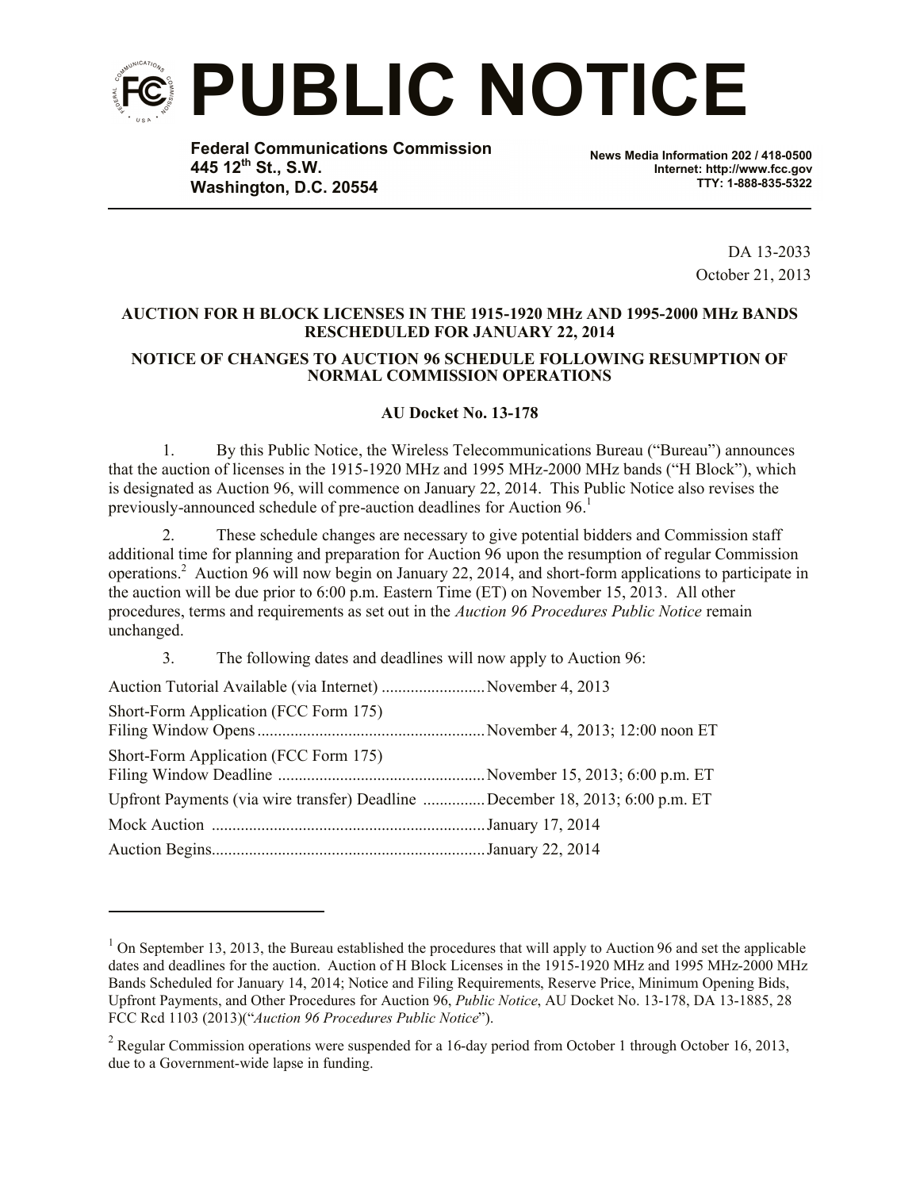# PUBLIC NOTICE

**Federal Communications Commission**
**445 12th St., S.W.**
**Washington, D.C. 20554**

**News Media Information 202 / 418-0500**
**Internet: http://www.fcc.gov**
**TTY: 1-888-835-5322**

DA 13-2033
October 21, 2013

**AUCTION FOR H BLOCK LICENSES IN THE 1915-1920 MHz AND 1995-2000 MHz BANDS RESCHEDULED FOR JANUARY 22, 2014**

**NOTICE OF CHANGES TO AUCTION 96 SCHEDULE FOLLOWING RESUMPTION OF NORMAL COMMISSION OPERATIONS**

**AU Docket No. 13-178**

1. By this Public Notice, the Wireless Telecommunications Bureau ("Bureau") announces that the auction of licenses in the 1915-1920 MHz and 1995 MHz-2000 MHz bands ("H Block"), which is designated as Auction 96, will commence on January 22, 2014. This Public Notice also revises the previously-announced schedule of pre-auction deadlines for Auction 96.[1]

2. These schedule changes are necessary to give potential bidders and Commission staff additional time for planning and preparation for Auction 96 upon the resumption of regular Commission operations.[2] Auction 96 will now begin on January 22, 2014, and short-form applications to participate in the auction will be due prior to 6:00 p.m. Eastern Time (ET) on November 15, 2013. All other procedures, terms and requirements as set out in the *Auction 96 Procedures Public Notice* remain unchanged.

3. The following dates and deadlines will now apply to Auction 96:

| | |
|---|---|
| Auction Tutorial Available (via Internet) | November 4, 2013 |
| Short-Form Application (FCC Form 175) Filing Window Opens | November 4, 2013; 12:00 noon ET |
| Short-Form Application (FCC Form 175) Filing Window Deadline | November 15, 2013; 6:00 p.m. ET |
| Upfront Payments (via wire transfer) Deadline | December 18, 2013; 6:00 p.m. ET |
| Mock Auction | January 17, 2014 |
| Auction Begins | January 22, 2014 |

---

[1] On September 13, 2013, the Bureau established the procedures that will apply to Auction 96 and set the applicable dates and deadlines for the auction. Auction of H Block Licenses in the 1915-1920 MHz and 1995 MHz-2000 MHz Bands Scheduled for January 14, 2014; Notice and Filing Requirements, Reserve Price, Minimum Opening Bids, Upfront Payments, and Other Procedures for Auction 96, *Public Notice*, AU Docket No. 13-178, DA 13-1885, 28 FCC Rcd 1103 (2013)("*Auction 96 Procedures Public Notice*").

[2] Regular Commission operations were suspended for a 16-day period from October 1 through October 16, 2013, due to a Government-wide lapse in funding.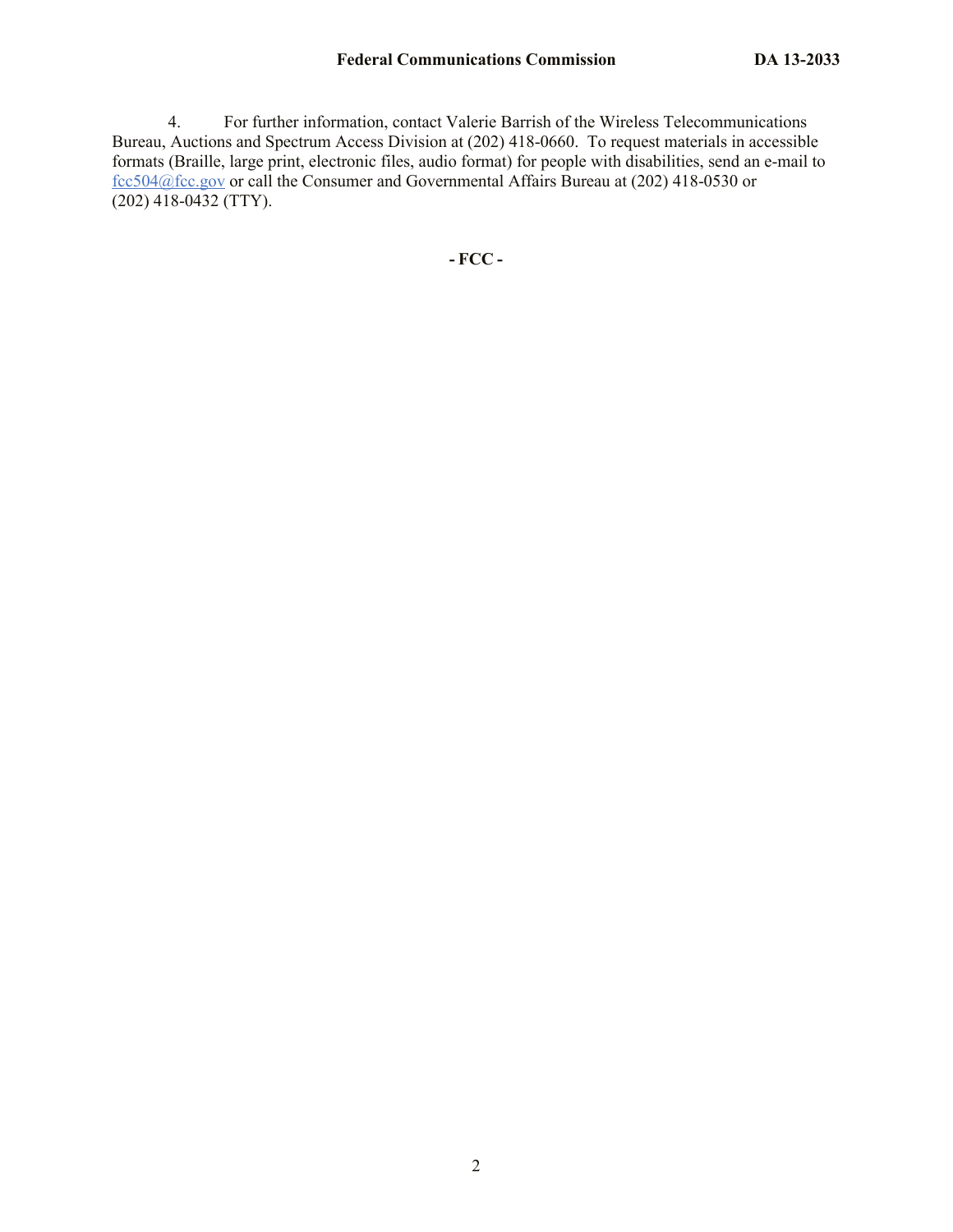4. For further information, contact Valerie Barrish of the Wireless Telecommunications Bureau, Auctions and Spectrum Access Division at (202) 418-0660. To request materials in accessible formats (Braille, large print, electronic files, audio format) for people with disabilities, send an e-mail to fcc504@fcc.gov or call the Consumer and Governmental Affairs Bureau at (202) 418-0530 or (202) 418-0432 (TTY).

**- FCC -**